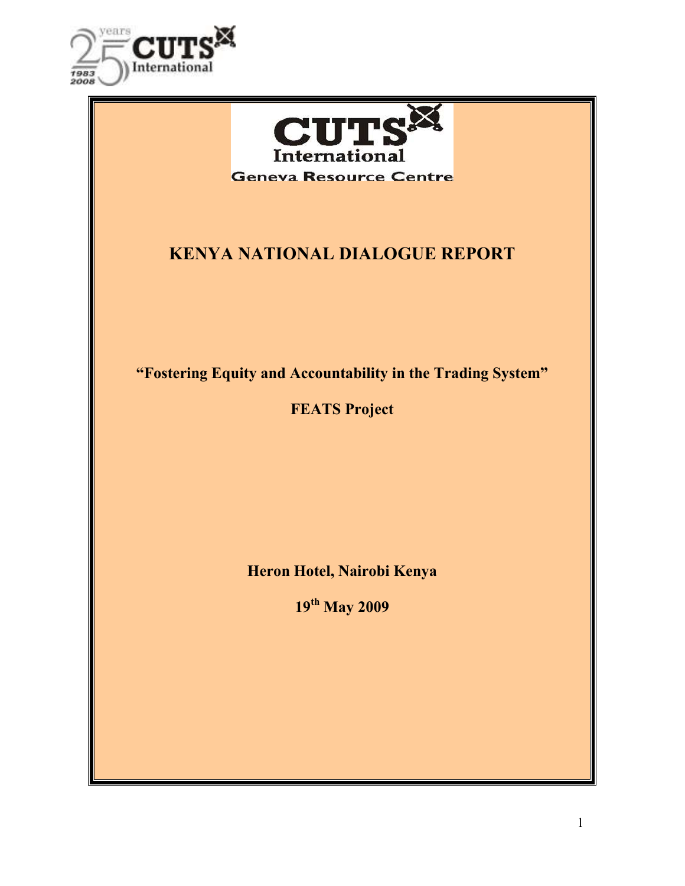# KENYA NATIONAL DIALOGUE REPORT

**"Fostering Equity and Accountability in the Trading System"**

**FEATS Project**

**Heron Hotel, Nairobi Kenya**

**19th May 2009**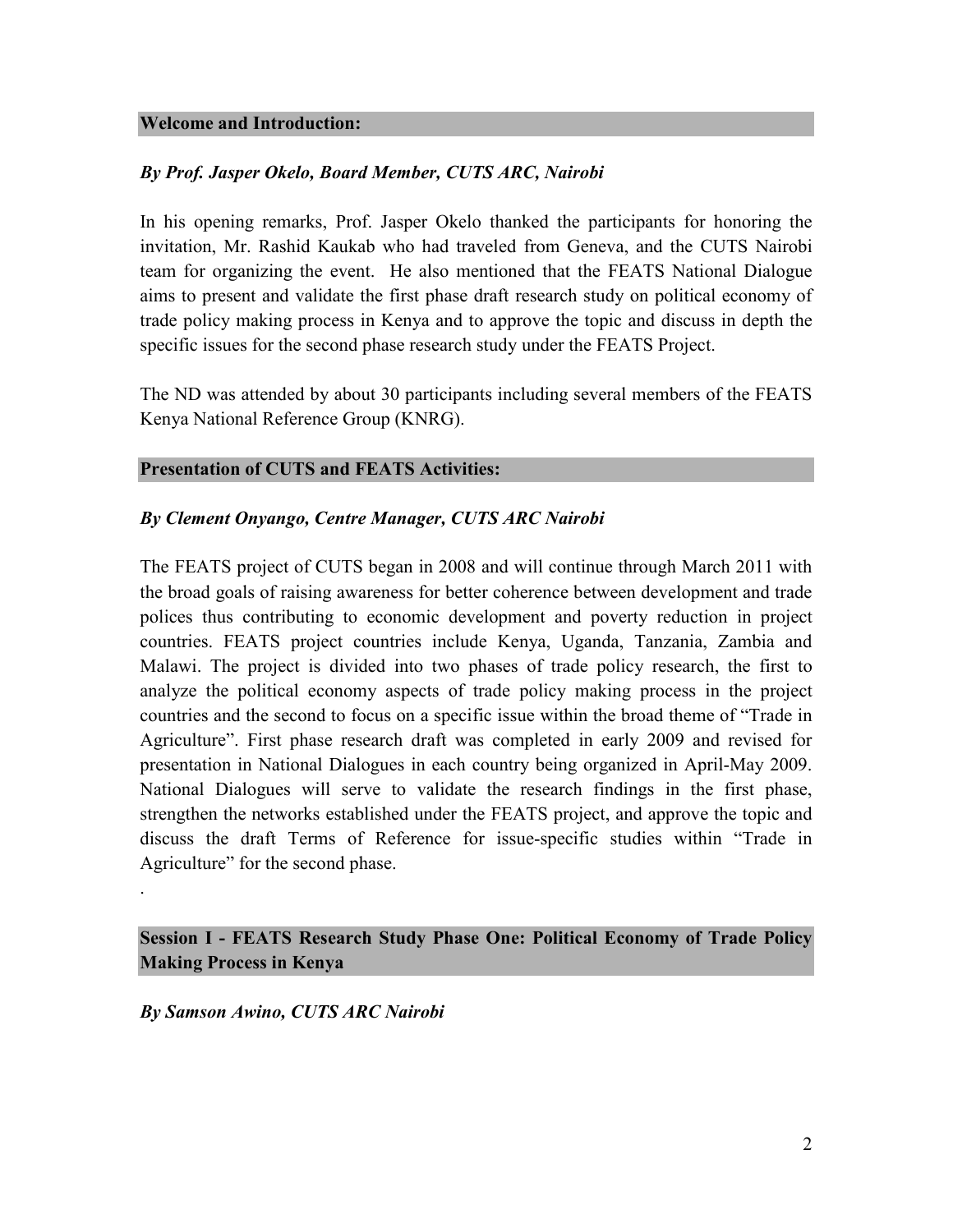## Welcome and Introduction:

***By Prof. Jasper Okelo, Board Member, CUTS ARC, Nairobi***

In his opening remarks, Prof. Jasper Okelo thanked the participants for honoring the invitation, Mr. Rashid Kaukab who had traveled from Geneva, and the CUTS Nairobi team for organizing the event. He also mentioned that the FEATS National Dialogue aims to present and validate the first phase draft research study on political economy of trade policy making process in Kenya and to approve the topic and discuss in depth the specific issues for the second phase research study under the FEATS Project.

The ND was attended by about 30 participants including several members of the FEATS Kenya National Reference Group (KNRG).

## Presentation of CUTS and FEATS Activities:

***By Clement Onyango, Centre Manager, CUTS ARC Nairobi***

The FEATS project of CUTS began in 2008 and will continue through March 2011 with the broad goals of raising awareness for better coherence between development and trade polices thus contributing to economic development and poverty reduction in project countries. FEATS project countries include Kenya, Uganda, Tanzania, Zambia and Malawi. The project is divided into two phases of trade policy research, the first to analyze the political economy aspects of trade policy making process in the project countries and the second to focus on a specific issue within the broad theme of "Trade in Agriculture". First phase research draft was completed in early 2009 and revised for presentation in National Dialogues in each country being organized in April-May 2009. National Dialogues will serve to validate the research findings in the first phase, strengthen the networks established under the FEATS project, and approve the topic and discuss the draft Terms of Reference for issue-specific studies within "Trade in Agriculture" for the second phase.

.

## Session I - FEATS Research Study Phase One: Political Economy of Trade Policy Making Process in Kenya

***By Samson Awino, CUTS ARC Nairobi***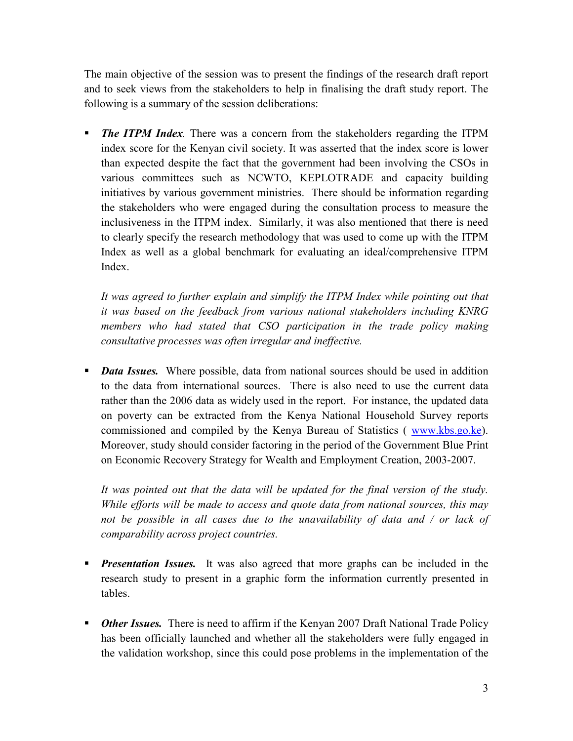The main objective of the session was to present the findings of the research draft report and to seek views from the stakeholders to help in finalising the draft study report. The following is a summary of the session deliberations:

- ***The ITPM Index***. There was a concern from the stakeholders regarding the ITPM index score for the Kenyan civil society. It was asserted that the index score is lower than expected despite the fact that the government had been involving the CSOs in various committees such as NCWTO, KEPLOTRADE and capacity building initiatives by various government ministries. There should be information regarding the stakeholders who were engaged during the consultation process to measure the inclusiveness in the ITPM index. Similarly, it was also mentioned that there is need to clearly specify the research methodology that was used to come up with the ITPM Index as well as a global benchmark for evaluating an ideal/comprehensive ITPM Index.

  *It was agreed to further explain and simplify the ITPM Index while pointing out that it was based on the feedback from various national stakeholders including KNRG members who had stated that CSO participation in the trade policy making consultative processes was often irregular and ineffective.*

- ***Data Issues.*** Where possible, data from national sources should be used in addition to the data from international sources. There is also need to use the current data rather than the 2006 data as widely used in the report. For instance, the updated data on poverty can be extracted from the Kenya National Household Survey reports commissioned and compiled by the Kenya Bureau of Statistics ( www.kbs.go.ke). Moreover, study should consider factoring in the period of the Government Blue Print on Economic Recovery Strategy for Wealth and Employment Creation, 2003-2007.

  *It was pointed out that the data will be updated for the final version of the study. While efforts will be made to access and quote data from national sources, this may not be possible in all cases due to the unavailability of data and / or lack of comparability across project countries.*

- ***Presentation Issues.*** It was also agreed that more graphs can be included in the research study to present in a graphic form the information currently presented in tables.

- ***Other Issues.*** There is need to affirm if the Kenyan 2007 Draft National Trade Policy has been officially launched and whether all the stakeholders were fully engaged in the validation workshop, since this could pose problems in the implementation of the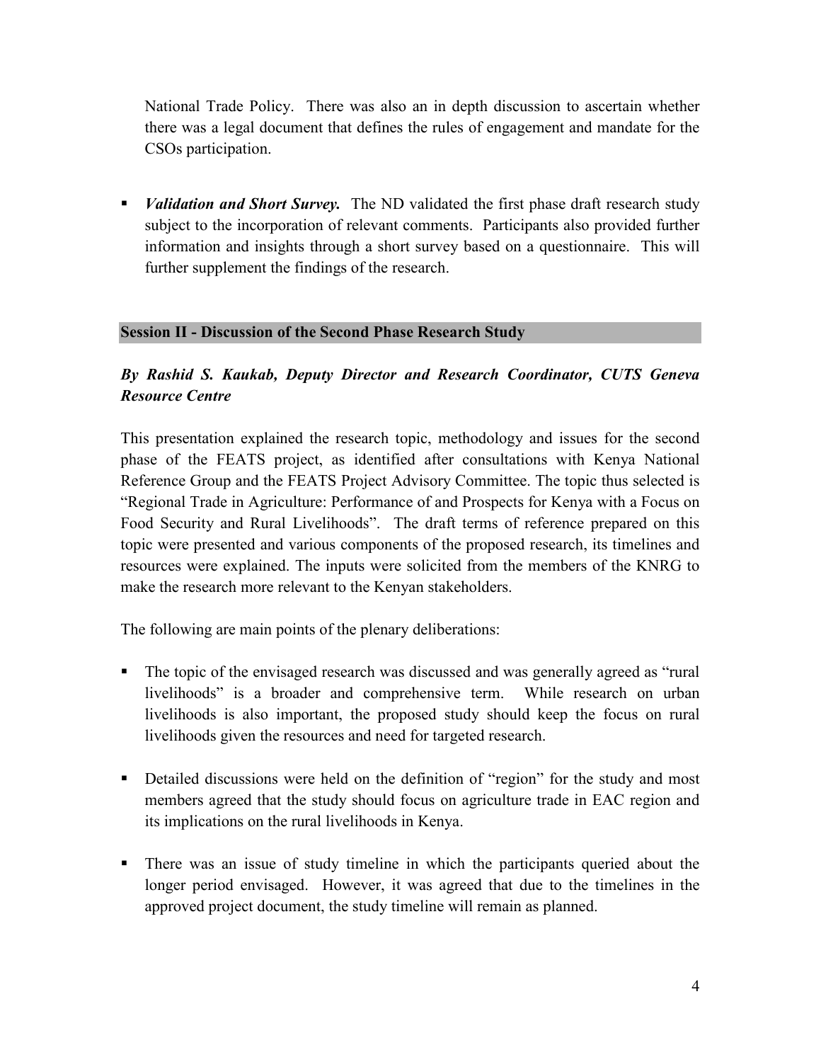National Trade Policy. There was also an in depth discussion to ascertain whether there was a legal document that defines the rules of engagement and mandate for the CSOs participation.

- ***Validation and Short Survey.*** The ND validated the first phase draft research study subject to the incorporation of relevant comments. Participants also provided further information and insights through a short survey based on a questionnaire. This will further supplement the findings of the research.

## Session II - Discussion of the Second Phase Research Study

***By Rashid S. Kaukab, Deputy Director and Research Coordinator, CUTS Geneva Resource Centre***

This presentation explained the research topic, methodology and issues for the second phase of the FEATS project, as identified after consultations with Kenya National Reference Group and the FEATS Project Advisory Committee. The topic thus selected is "Regional Trade in Agriculture: Performance of and Prospects for Kenya with a Focus on Food Security and Rural Livelihoods". The draft terms of reference prepared on this topic were presented and various components of the proposed research, its timelines and resources were explained. The inputs were solicited from the members of the KNRG to make the research more relevant to the Kenyan stakeholders.

The following are main points of the plenary deliberations:

- The topic of the envisaged research was discussed and was generally agreed as "rural livelihoods" is a broader and comprehensive term. While research on urban livelihoods is also important, the proposed study should keep the focus on rural livelihoods given the resources and need for targeted research.

- Detailed discussions were held on the definition of "region" for the study and most members agreed that the study should focus on agriculture trade in EAC region and its implications on the rural livelihoods in Kenya.

- There was an issue of study timeline in which the participants queried about the longer period envisaged. However, it was agreed that due to the timelines in the approved project document, the study timeline will remain as planned.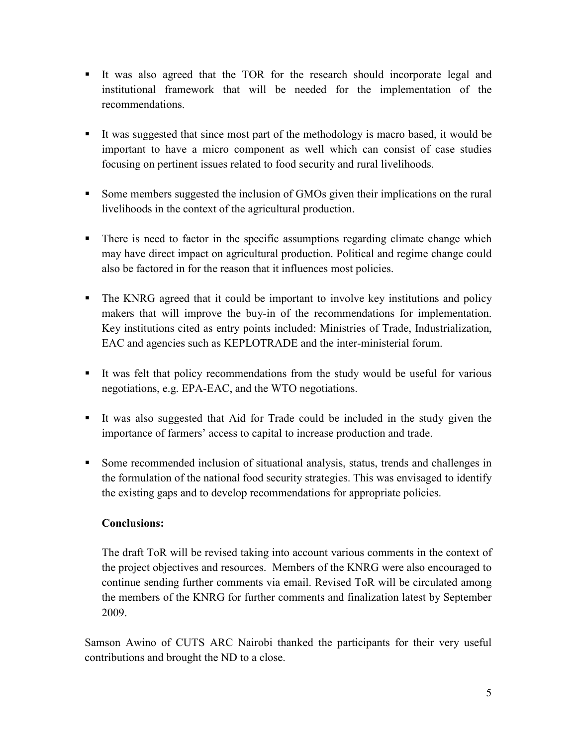- It was also agreed that the TOR for the research should incorporate legal and institutional framework that will be needed for the implementation of the recommendations.

- It was suggested that since most part of the methodology is macro based, it would be important to have a micro component as well which can consist of case studies focusing on pertinent issues related to food security and rural livelihoods.

- Some members suggested the inclusion of GMOs given their implications on the rural livelihoods in the context of the agricultural production.

- There is need to factor in the specific assumptions regarding climate change which may have direct impact on agricultural production. Political and regime change could also be factored in for the reason that it influences most policies.

- The KNRG agreed that it could be important to involve key institutions and policy makers that will improve the buy-in of the recommendations for implementation. Key institutions cited as entry points included: Ministries of Trade, Industrialization, EAC and agencies such as KEPLOTRADE and the inter-ministerial forum.

- It was felt that policy recommendations from the study would be useful for various negotiations, e.g. EPA-EAC, and the WTO negotiations.

- It was also suggested that Aid for Trade could be included in the study given the importance of farmers' access to capital to increase production and trade.

- Some recommended inclusion of situational analysis, status, trends and challenges in the formulation of the national food security strategies. This was envisaged to identify the existing gaps and to develop recommendations for appropriate policies.

**Conclusions:**

The draft ToR will be revised taking into account various comments in the context of the project objectives and resources. Members of the KNRG were also encouraged to continue sending further comments via email. Revised ToR will be circulated among the members of the KNRG for further comments and finalization latest by September 2009.

Samson Awino of CUTS ARC Nairobi thanked the participants for their very useful contributions and brought the ND to a close.